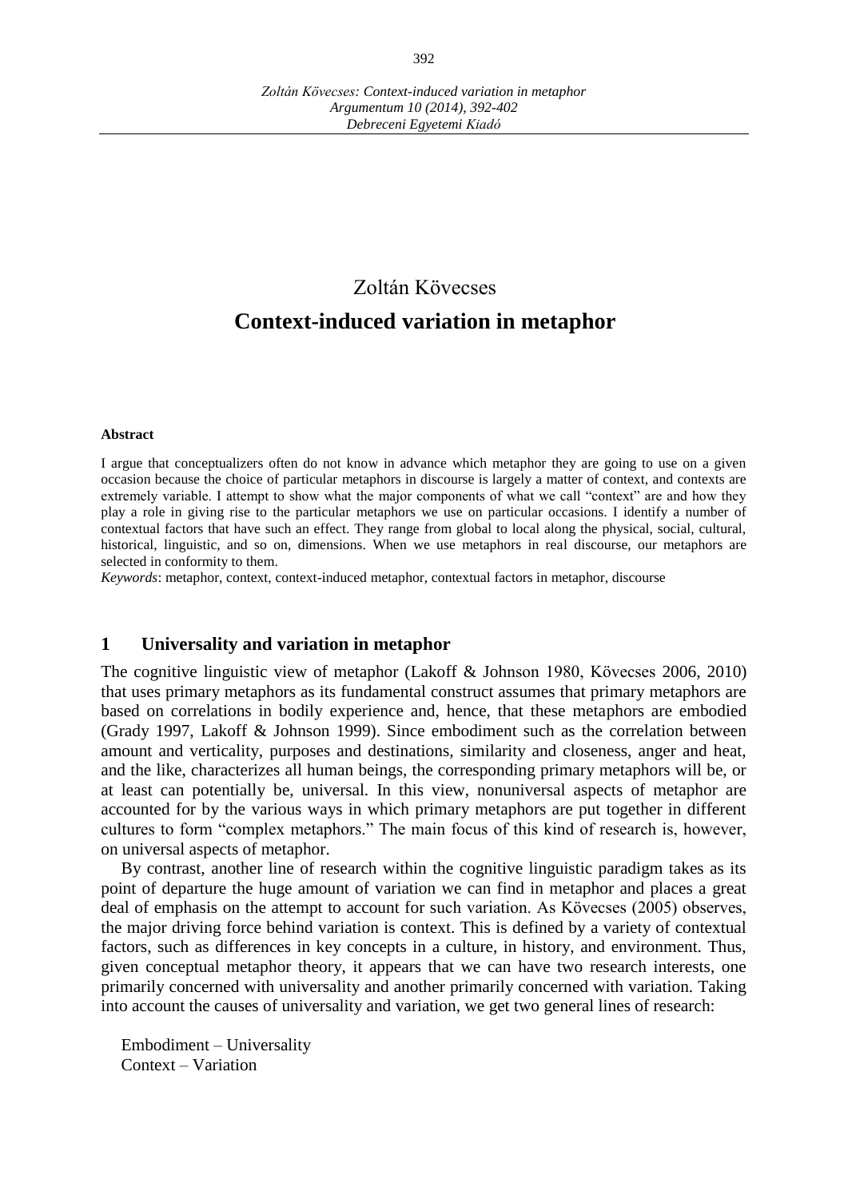Zoltán Kövecses

# Context-induced variation in metaphor

**Abstract**

I argue that conceptualizers often do not know in advance which metaphor they are going to use on a given occasion because the choice of particular metaphors in discourse is largely a matter of context, and contexts are extremely variable. I attempt to show what the major components of what we call "context" are and how they play a role in giving rise to the particular metaphors we use on particular occasions. I identify a number of contextual factors that have such an effect. They range from global to local along the physical, social, cultural, historical, linguistic, and so on, dimensions. When we use metaphors in real discourse, our metaphors are selected in conformity to them.

*Keywords*: metaphor, context, context-induced metaphor, contextual factors in metaphor, discourse

## 1 Universality and variation in metaphor

The cognitive linguistic view of metaphor (Lakoff & Johnson 1980, Kövecses 2006, 2010) that uses primary metaphors as its fundamental construct assumes that primary metaphors are based on correlations in bodily experience and, hence, that these metaphors are embodied (Grady 1997, Lakoff & Johnson 1999). Since embodiment such as the correlation between amount and verticality, purposes and destinations, similarity and closeness, anger and heat, and the like, characterizes all human beings, the corresponding primary metaphors will be, or at least can potentially be, universal. In this view, nonuniversal aspects of metaphor are accounted for by the various ways in which primary metaphors are put together in different cultures to form "complex metaphors." The main focus of this kind of research is, however, on universal aspects of metaphor.

By contrast, another line of research within the cognitive linguistic paradigm takes as its point of departure the huge amount of variation we can find in metaphor and places a great deal of emphasis on the attempt to account for such variation. As Kövecses (2005) observes, the major driving force behind variation is context. This is defined by a variety of contextual factors, such as differences in key concepts in a culture, in history, and environment. Thus, given conceptual metaphor theory, it appears that we can have two research interests, one primarily concerned with universality and another primarily concerned with variation. Taking into account the causes of universality and variation, we get two general lines of research:

Embodiment – Universality
Context – Variation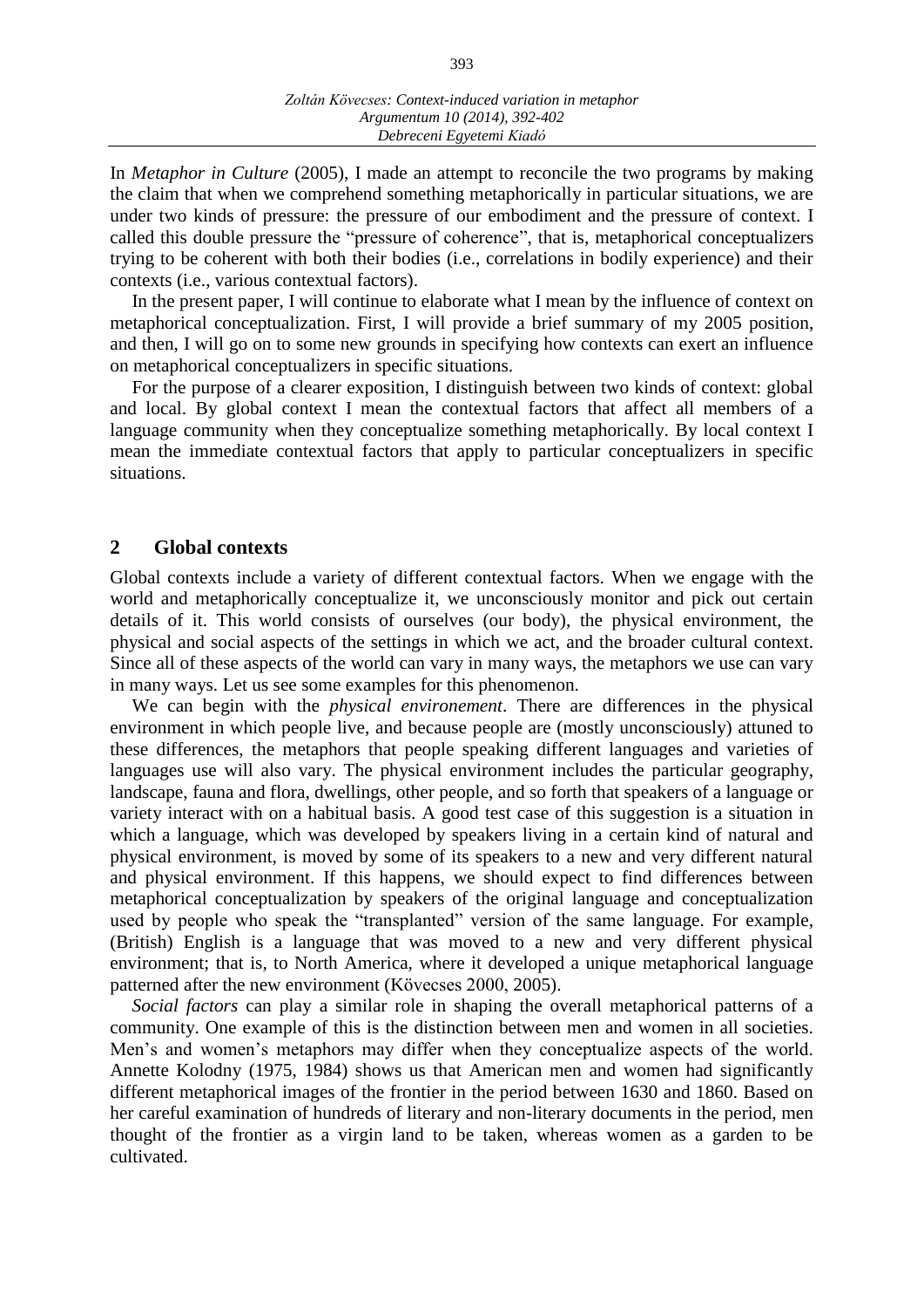In *Metaphor in Culture* (2005), I made an attempt to reconcile the two programs by making the claim that when we comprehend something metaphorically in particular situations, we are under two kinds of pressure: the pressure of our embodiment and the pressure of context. I called this double pressure the "pressure of coherence", that is, metaphorical conceptualizers trying to be coherent with both their bodies (i.e., correlations in bodily experience) and their contexts (i.e., various contextual factors).

In the present paper, I will continue to elaborate what I mean by the influence of context on metaphorical conceptualization. First, I will provide a brief summary of my 2005 position, and then, I will go on to some new grounds in specifying how contexts can exert an influence on metaphorical conceptualizers in specific situations.

For the purpose of a clearer exposition, I distinguish between two kinds of context: global and local. By global context I mean the contextual factors that affect all members of a language community when they conceptualize something metaphorically. By local context I mean the immediate contextual factors that apply to particular conceptualizers in specific situations.

## 2 Global contexts

Global contexts include a variety of different contextual factors. When we engage with the world and metaphorically conceptualize it, we unconsciously monitor and pick out certain details of it. This world consists of ourselves (our body), the physical environment, the physical and social aspects of the settings in which we act, and the broader cultural context. Since all of these aspects of the world can vary in many ways, the metaphors we use can vary in many ways. Let us see some examples for this phenomenon.

We can begin with the *physical environement*. There are differences in the physical environment in which people live, and because people are (mostly unconsciously) attuned to these differences, the metaphors that people speaking different languages and varieties of languages use will also vary. The physical environment includes the particular geography, landscape, fauna and flora, dwellings, other people, and so forth that speakers of a language or variety interact with on a habitual basis. A good test case of this suggestion is a situation in which a language, which was developed by speakers living in a certain kind of natural and physical environment, is moved by some of its speakers to a new and very different natural and physical environment. If this happens, we should expect to find differences between metaphorical conceptualization by speakers of the original language and conceptualization used by people who speak the "transplanted" version of the same language. For example, (British) English is a language that was moved to a new and very different physical environment; that is, to North America, where it developed a unique metaphorical language patterned after the new environment (Kövecses 2000, 2005).

*Social factors* can play a similar role in shaping the overall metaphorical patterns of a community. One example of this is the distinction between men and women in all societies. Men's and women's metaphors may differ when they conceptualize aspects of the world. Annette Kolodny (1975, 1984) shows us that American men and women had significantly different metaphorical images of the frontier in the period between 1630 and 1860. Based on her careful examination of hundreds of literary and non-literary documents in the period, men thought of the frontier as a virgin land to be taken, whereas women as a garden to be cultivated.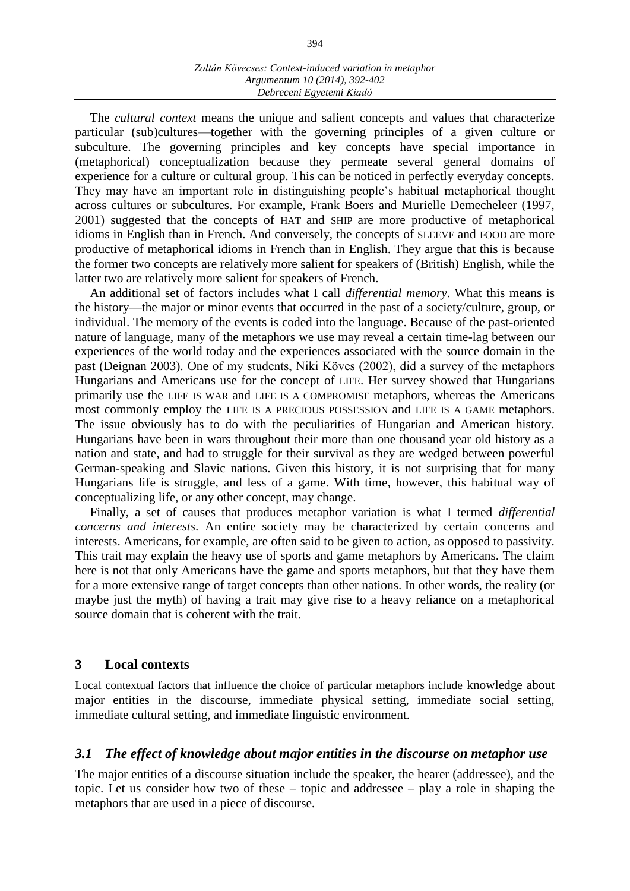The *cultural context* means the unique and salient concepts and values that characterize particular (sub)cultures—together with the governing principles of a given culture or subculture. The governing principles and key concepts have special importance in (metaphorical) conceptualization because they permeate several general domains of experience for a culture or cultural group. This can be noticed in perfectly everyday concepts. They may have an important role in distinguishing people's habitual metaphorical thought across cultures or subcultures. For example, Frank Boers and Murielle Demecheleer (1997, 2001) suggested that the concepts of HAT and SHIP are more productive of metaphorical idioms in English than in French. And conversely, the concepts of SLEEVE and FOOD are more productive of metaphorical idioms in French than in English. They argue that this is because the former two concepts are relatively more salient for speakers of (British) English, while the latter two are relatively more salient for speakers of French.

An additional set of factors includes what I call *differential memory*. What this means is the history—the major or minor events that occurred in the past of a society/culture, group, or individual. The memory of the events is coded into the language. Because of the past-oriented nature of language, many of the metaphors we use may reveal a certain time-lag between our experiences of the world today and the experiences associated with the source domain in the past (Deignan 2003). One of my students, Niki Köves (2002), did a survey of the metaphors Hungarians and Americans use for the concept of LIFE. Her survey showed that Hungarians primarily use the LIFE IS WAR and LIFE IS A COMPROMISE metaphors, whereas the Americans most commonly employ the LIFE IS A PRECIOUS POSSESSION and LIFE IS A GAME metaphors. The issue obviously has to do with the peculiarities of Hungarian and American history. Hungarians have been in wars throughout their more than one thousand year old history as a nation and state, and had to struggle for their survival as they are wedged between powerful German-speaking and Slavic nations. Given this history, it is not surprising that for many Hungarians life is struggle, and less of a game. With time, however, this habitual way of conceptualizing life, or any other concept, may change.

Finally, a set of causes that produces metaphor variation is what I termed *differential concerns and interests*. An entire society may be characterized by certain concerns and interests. Americans, for example, are often said to be given to action, as opposed to passivity. This trait may explain the heavy use of sports and game metaphors by Americans. The claim here is not that only Americans have the game and sports metaphors, but that they have them for a more extensive range of target concepts than other nations. In other words, the reality (or maybe just the myth) of having a trait may give rise to a heavy reliance on a metaphorical source domain that is coherent with the trait.

## 3 Local contexts

Local contextual factors that influence the choice of particular metaphors include knowledge about major entities in the discourse, immediate physical setting, immediate social setting, immediate cultural setting, and immediate linguistic environment.

### *3.1 The effect of knowledge about major entities in the discourse on metaphor use*

The major entities of a discourse situation include the speaker, the hearer (addressee), and the topic. Let us consider how two of these – topic and addressee – play a role in shaping the metaphors that are used in a piece of discourse.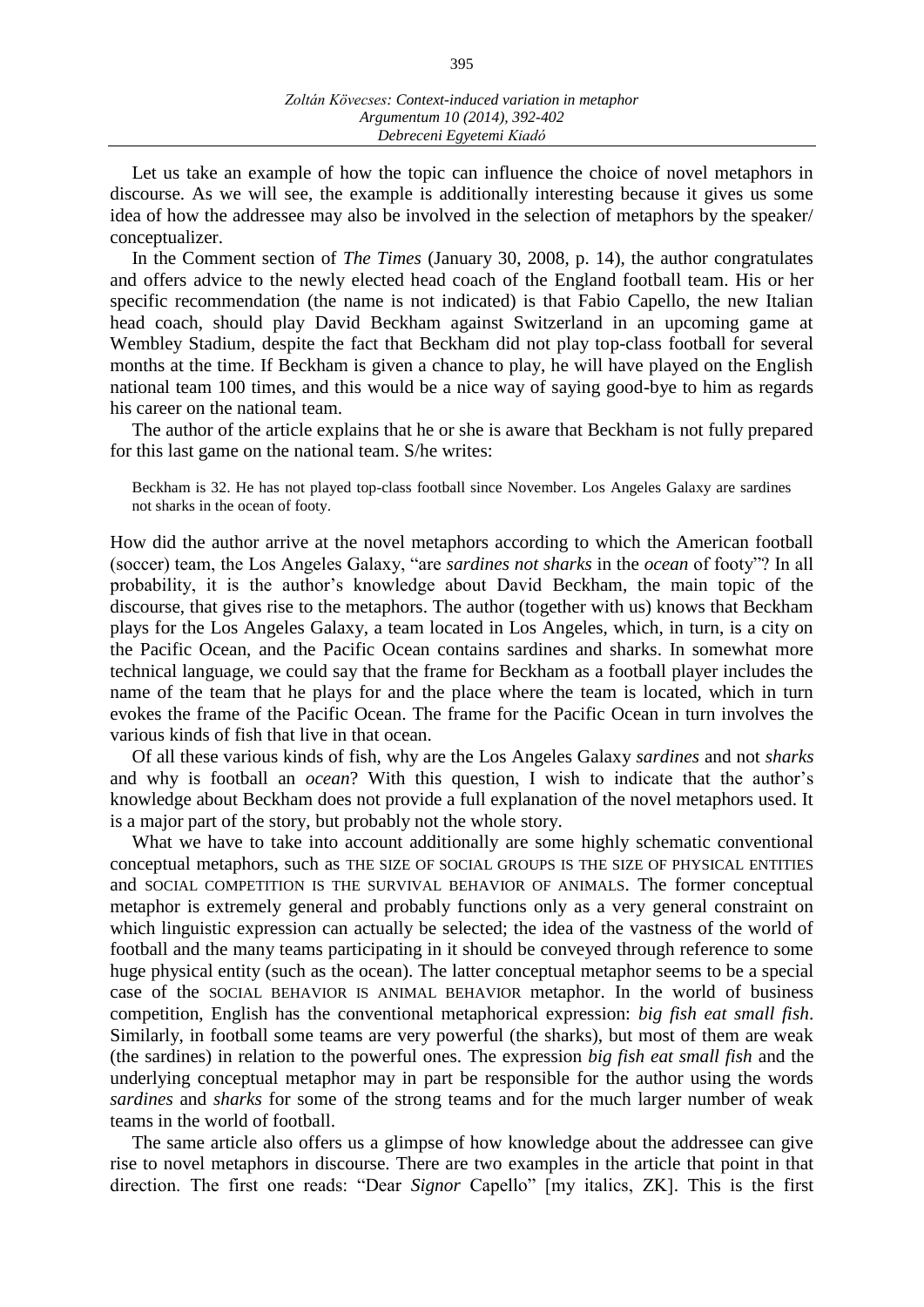Let us take an example of how the topic can influence the choice of novel metaphors in discourse. As we will see, the example is additionally interesting because it gives us some idea of how the addressee may also be involved in the selection of metaphors by the speaker/ conceptualizer.

In the Comment section of *The Times* (January 30, 2008, p. 14), the author congratulates and offers advice to the newly elected head coach of the England football team. His or her specific recommendation (the name is not indicated) is that Fabio Capello, the new Italian head coach, should play David Beckham against Switzerland in an upcoming game at Wembley Stadium, despite the fact that Beckham did not play top-class football for several months at the time. If Beckham is given a chance to play, he will have played on the English national team 100 times, and this would be a nice way of saying good-bye to him as regards his career on the national team.

The author of the article explains that he or she is aware that Beckham is not fully prepared for this last game on the national team. S/he writes:

> Beckham is 32. He has not played top-class football since November. Los Angeles Galaxy are sardines not sharks in the ocean of footy.

How did the author arrive at the novel metaphors according to which the American football (soccer) team, the Los Angeles Galaxy, "are *sardines not sharks* in the *ocean* of footy"? In all probability, it is the author's knowledge about David Beckham, the main topic of the discourse, that gives rise to the metaphors. The author (together with us) knows that Beckham plays for the Los Angeles Galaxy, a team located in Los Angeles, which, in turn, is a city on the Pacific Ocean, and the Pacific Ocean contains sardines and sharks. In somewhat more technical language, we could say that the frame for Beckham as a football player includes the name of the team that he plays for and the place where the team is located, which in turn evokes the frame of the Pacific Ocean. The frame for the Pacific Ocean in turn involves the various kinds of fish that live in that ocean.

Of all these various kinds of fish, why are the Los Angeles Galaxy *sardines* and not *sharks* and why is football an *ocean*? With this question, I wish to indicate that the author's knowledge about Beckham does not provide a full explanation of the novel metaphors used. It is a major part of the story, but probably not the whole story.

What we have to take into account additionally are some highly schematic conventional conceptual metaphors, such as THE SIZE OF SOCIAL GROUPS IS THE SIZE OF PHYSICAL ENTITIES and SOCIAL COMPETITION IS THE SURVIVAL BEHAVIOR OF ANIMALS. The former conceptual metaphor is extremely general and probably functions only as a very general constraint on which linguistic expression can actually be selected; the idea of the vastness of the world of football and the many teams participating in it should be conveyed through reference to some huge physical entity (such as the ocean). The latter conceptual metaphor seems to be a special case of the SOCIAL BEHAVIOR IS ANIMAL BEHAVIOR metaphor. In the world of business competition, English has the conventional metaphorical expression: *big fish eat small fish*. Similarly, in football some teams are very powerful (the sharks), but most of them are weak (the sardines) in relation to the powerful ones. The expression *big fish eat small fish* and the underlying conceptual metaphor may in part be responsible for the author using the words *sardines* and *sharks* for some of the strong teams and for the much larger number of weak teams in the world of football.

The same article also offers us a glimpse of how knowledge about the addressee can give rise to novel metaphors in discourse. There are two examples in the article that point in that direction. The first one reads: "Dear *Signor* Capello" [my italics, ZK]. This is the first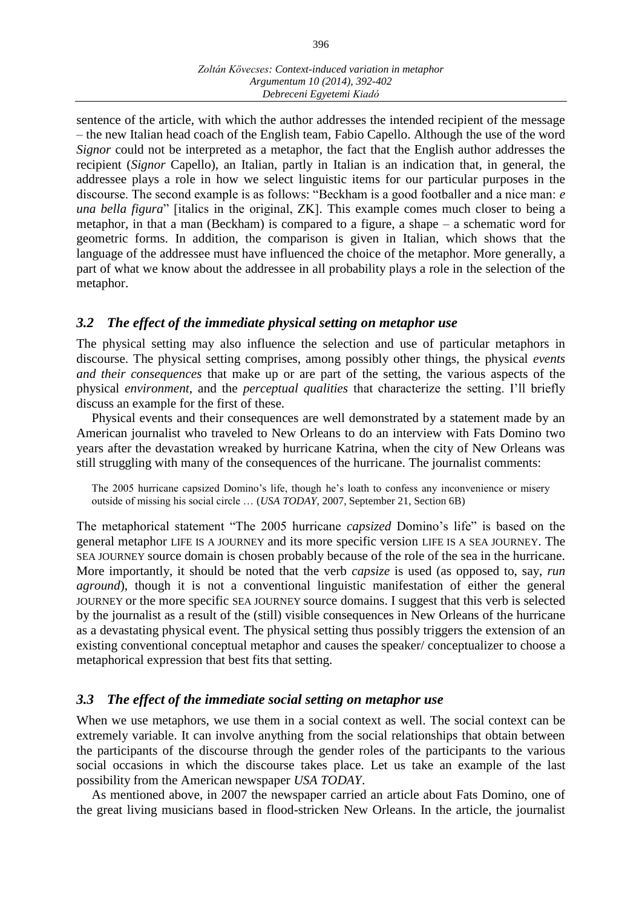sentence of the article, with which the author addresses the intended recipient of the message – the new Italian head coach of the English team, Fabio Capello. Although the use of the word *Signor* could not be interpreted as a metaphor, the fact that the English author addresses the recipient (*Signor* Capello), an Italian, partly in Italian is an indication that, in general, the addressee plays a role in how we select linguistic items for our particular purposes in the discourse. The second example is as follows: "Beckham is a good footballer and a nice man: *e una bella figura*" [italics in the original, ZK]. This example comes much closer to being a metaphor, in that a man (Beckham) is compared to a figure, a shape – a schematic word for geometric forms. In addition, the comparison is given in Italian, which shows that the language of the addressee must have influenced the choice of the metaphor. More generally, a part of what we know about the addressee in all probability plays a role in the selection of the metaphor.

### *3.2 The effect of the immediate physical setting on metaphor use*

The physical setting may also influence the selection and use of particular metaphors in discourse. The physical setting comprises, among possibly other things, the physical *events and their consequences* that make up or are part of the setting, the various aspects of the physical *environment*, and the *perceptual qualities* that characterize the setting. I'll briefly discuss an example for the first of these.

Physical events and their consequences are well demonstrated by a statement made by an American journalist who traveled to New Orleans to do an interview with Fats Domino two years after the devastation wreaked by hurricane Katrina, when the city of New Orleans was still struggling with many of the consequences of the hurricane. The journalist comments:

> The 2005 hurricane capsized Domino's life, though he's loath to confess any inconvenience or misery outside of missing his social circle … (*USA TODAY*, 2007, September 21, Section 6B)

The metaphorical statement "The 2005 hurricane *capsized* Domino's life" is based on the general metaphor LIFE IS A JOURNEY and its more specific version LIFE IS A SEA JOURNEY. The SEA JOURNEY source domain is chosen probably because of the role of the sea in the hurricane. More importantly, it should be noted that the verb *capsize* is used (as opposed to, say, *run aground*), though it is not a conventional linguistic manifestation of either the general JOURNEY or the more specific SEA JOURNEY source domains. I suggest that this verb is selected by the journalist as a result of the (still) visible consequences in New Orleans of the hurricane as a devastating physical event. The physical setting thus possibly triggers the extension of an existing conventional conceptual metaphor and causes the speaker/ conceptualizer to choose a metaphorical expression that best fits that setting.

### *3.3 The effect of the immediate social setting on metaphor use*

When we use metaphors, we use them in a social context as well. The social context can be extremely variable. It can involve anything from the social relationships that obtain between the participants of the discourse through the gender roles of the participants to the various social occasions in which the discourse takes place. Let us take an example of the last possibility from the American newspaper *USA TODAY*.

As mentioned above, in 2007 the newspaper carried an article about Fats Domino, one of the great living musicians based in flood-stricken New Orleans. In the article, the journalist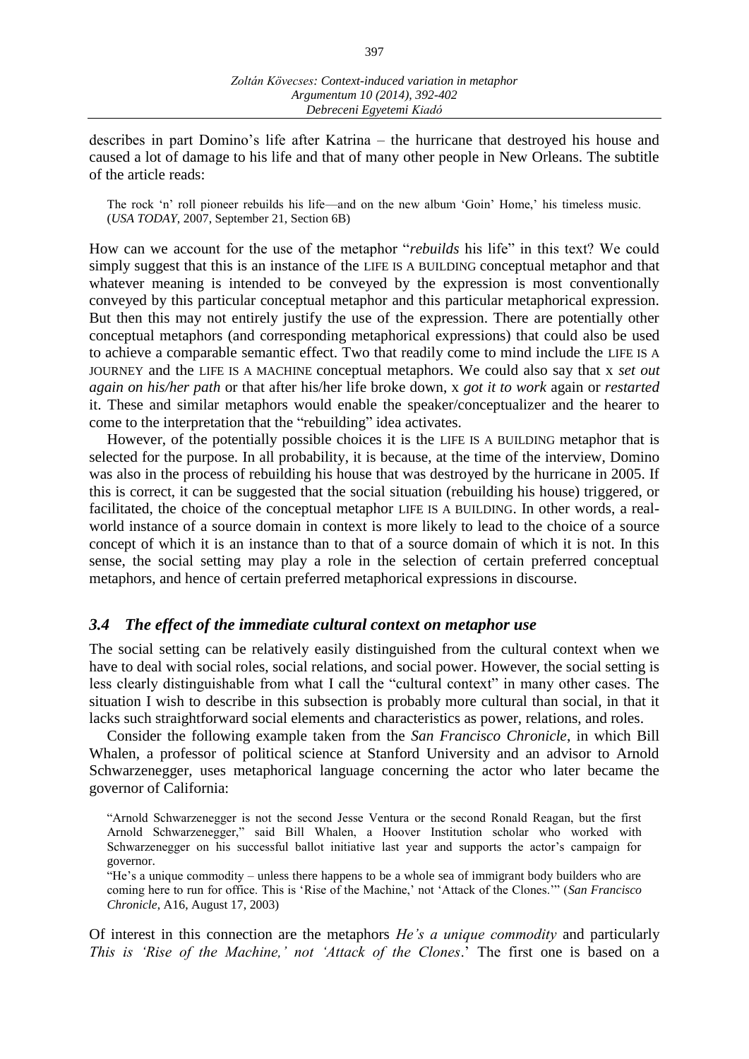describes in part Domino's life after Katrina – the hurricane that destroyed his house and caused a lot of damage to his life and that of many other people in New Orleans. The subtitle of the article reads:

> The rock 'n' roll pioneer rebuilds his life—and on the new album 'Goin' Home,' his timeless music. (*USA TODAY*, 2007, September 21, Section 6B)

How can we account for the use of the metaphor "*rebuilds* his life" in this text? We could simply suggest that this is an instance of the LIFE IS A BUILDING conceptual metaphor and that whatever meaning is intended to be conveyed by the expression is most conventionally conveyed by this particular conceptual metaphor and this particular metaphorical expression. But then this may not entirely justify the use of the expression. There are potentially other conceptual metaphors (and corresponding metaphorical expressions) that could also be used to achieve a comparable semantic effect. Two that readily come to mind include the LIFE IS A JOURNEY and the LIFE IS A MACHINE conceptual metaphors. We could also say that x *set out again on his/her path* or that after his/her life broke down, x *got it to work* again or *restarted* it. These and similar metaphors would enable the speaker/conceptualizer and the hearer to come to the interpretation that the "rebuilding" idea activates.

However, of the potentially possible choices it is the LIFE IS A BUILDING metaphor that is selected for the purpose. In all probability, it is because, at the time of the interview, Domino was also in the process of rebuilding his house that was destroyed by the hurricane in 2005. If this is correct, it can be suggested that the social situation (rebuilding his house) triggered, or facilitated, the choice of the conceptual metaphor LIFE IS A BUILDING. In other words, a real-world instance of a source domain in context is more likely to lead to the choice of a source concept of which it is an instance than to that of a source domain of which it is not. In this sense, the social setting may play a role in the selection of certain preferred conceptual metaphors, and hence of certain preferred metaphorical expressions in discourse.

### *3.4 The effect of the immediate cultural context on metaphor use*

The social setting can be relatively easily distinguished from the cultural context when we have to deal with social roles, social relations, and social power. However, the social setting is less clearly distinguishable from what I call the "cultural context" in many other cases. The situation I wish to describe in this subsection is probably more cultural than social, in that it lacks such straightforward social elements and characteristics as power, relations, and roles.

Consider the following example taken from the *San Francisco Chronicle*, in which Bill Whalen, a professor of political science at Stanford University and an advisor to Arnold Schwarzenegger, uses metaphorical language concerning the actor who later became the governor of California:

> "Arnold Schwarzenegger is not the second Jesse Ventura or the second Ronald Reagan, but the first Arnold Schwarzenegger," said Bill Whalen, a Hoover Institution scholar who worked with Schwarzenegger on his successful ballot initiative last year and supports the actor's campaign for governor.
>
> "He's a unique commodity – unless there happens to be a whole sea of immigrant body builders who are coming here to run for office. This is 'Rise of the Machine,' not 'Attack of the Clones.'" (*San Francisco Chronicle*, A16, August 17, 2003)

Of interest in this connection are the metaphors *He's a unique commodity* and particularly *This is 'Rise of the Machine,' not 'Attack of the Clones*.' The first one is based on a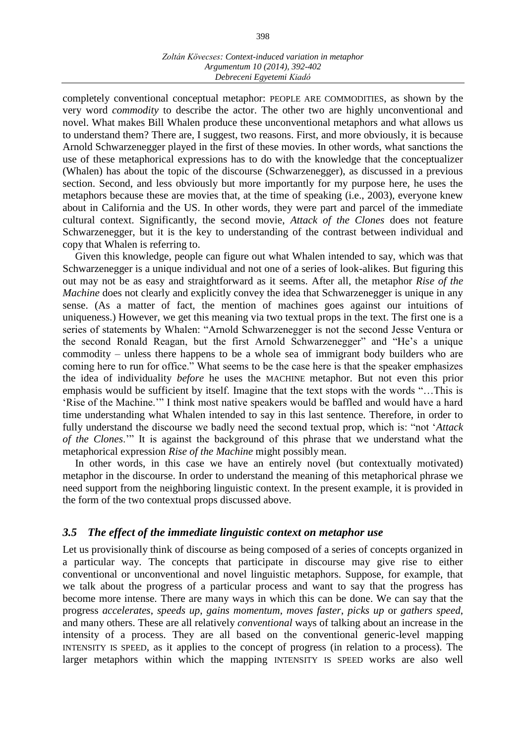completely conventional conceptual metaphor: PEOPLE ARE COMMODITIES, as shown by the very word *commodity* to describe the actor. The other two are highly unconventional and novel. What makes Bill Whalen produce these unconventional metaphors and what allows us to understand them? There are, I suggest, two reasons. First, and more obviously, it is because Arnold Schwarzenegger played in the first of these movies. In other words, what sanctions the use of these metaphorical expressions has to do with the knowledge that the conceptualizer (Whalen) has about the topic of the discourse (Schwarzenegger), as discussed in a previous section. Second, and less obviously but more importantly for my purpose here, he uses the metaphors because these are movies that, at the time of speaking (i.e., 2003), everyone knew about in California and the US. In other words, they were part and parcel of the immediate cultural context. Significantly, the second movie, *Attack of the Clones* does not feature Schwarzenegger, but it is the key to understanding of the contrast between individual and copy that Whalen is referring to.

Given this knowledge, people can figure out what Whalen intended to say, which was that Schwarzenegger is a unique individual and not one of a series of look-alikes. But figuring this out may not be as easy and straightforward as it seems. After all, the metaphor *Rise of the Machine* does not clearly and explicitly convey the idea that Schwarzenegger is unique in any sense. (As a matter of fact, the mention of machines goes against our intuitions of uniqueness.) However, we get this meaning via two textual props in the text. The first one is a series of statements by Whalen: "Arnold Schwarzenegger is not the second Jesse Ventura or the second Ronald Reagan, but the first Arnold Schwarzenegger" and "He's a unique commodity – unless there happens to be a whole sea of immigrant body builders who are coming here to run for office." What seems to be the case here is that the speaker emphasizes the idea of individuality *before* he uses the MACHINE metaphor. But not even this prior emphasis would be sufficient by itself. Imagine that the text stops with the words "…This is 'Rise of the Machine.'" I think most native speakers would be baffled and would have a hard time understanding what Whalen intended to say in this last sentence. Therefore, in order to fully understand the discourse we badly need the second textual prop, which is: "not '*Attack of the Clones*.'" It is against the background of this phrase that we understand what the metaphorical expression *Rise of the Machine* might possibly mean.

In other words, in this case we have an entirely novel (but contextually motivated) metaphor in the discourse. In order to understand the meaning of this metaphorical phrase we need support from the neighboring linguistic context. In the present example, it is provided in the form of the two contextual props discussed above.

### *3.5 The effect of the immediate linguistic context on metaphor use*

Let us provisionally think of discourse as being composed of a series of concepts organized in a particular way. The concepts that participate in discourse may give rise to either conventional or unconventional and novel linguistic metaphors. Suppose, for example, that we talk about the progress of a particular process and want to say that the progress has become more intense. There are many ways in which this can be done. We can say that the progress *accelerates*, *speeds up*, *gains momentum*, *moves faster*, *picks up* or *gathers speed*, and many others. These are all relatively *conventional* ways of talking about an increase in the intensity of a process. They are all based on the conventional generic-level mapping INTENSITY IS SPEED, as it applies to the concept of progress (in relation to a process). The larger metaphors within which the mapping INTENSITY IS SPEED works are also well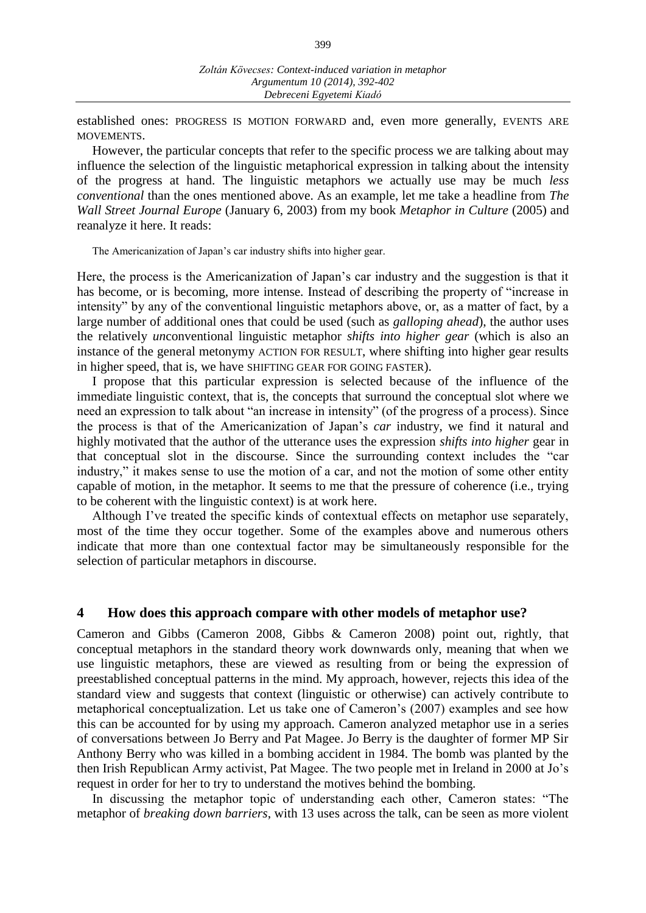established ones: PROGRESS IS MOTION FORWARD and, even more generally, EVENTS ARE MOVEMENTS.

However, the particular concepts that refer to the specific process we are talking about may influence the selection of the linguistic metaphorical expression in talking about the intensity of the progress at hand. The linguistic metaphors we actually use may be much *less conventional* than the ones mentioned above. As an example, let me take a headline from *The Wall Street Journal Europe* (January 6, 2003) from my book *Metaphor in Culture* (2005) and reanalyze it here. It reads:

> The Americanization of Japan's car industry shifts into higher gear.

Here, the process is the Americanization of Japan's car industry and the suggestion is that it has become, or is becoming, more intense. Instead of describing the property of "increase in intensity" by any of the conventional linguistic metaphors above, or, as a matter of fact, by a large number of additional ones that could be used (such as *galloping ahead*), the author uses the relatively *un*conventional linguistic metaphor *shifts into higher gear* (which is also an instance of the general metonymy ACTION FOR RESULT, where shifting into higher gear results in higher speed, that is, we have SHIFTING GEAR FOR GOING FASTER).

I propose that this particular expression is selected because of the influence of the immediate linguistic context, that is, the concepts that surround the conceptual slot where we need an expression to talk about "an increase in intensity" (of the progress of a process). Since the process is that of the Americanization of Japan's *car* industry, we find it natural and highly motivated that the author of the utterance uses the expression *shifts into higher* gear in that conceptual slot in the discourse. Since the surrounding context includes the "car industry," it makes sense to use the motion of a car, and not the motion of some other entity capable of motion, in the metaphor. It seems to me that the pressure of coherence (i.e., trying to be coherent with the linguistic context) is at work here.

Although I've treated the specific kinds of contextual effects on metaphor use separately, most of the time they occur together. Some of the examples above and numerous others indicate that more than one contextual factor may be simultaneously responsible for the selection of particular metaphors in discourse.

## 4 How does this approach compare with other models of metaphor use?

Cameron and Gibbs (Cameron 2008, Gibbs & Cameron 2008) point out, rightly, that conceptual metaphors in the standard theory work downwards only, meaning that when we use linguistic metaphors, these are viewed as resulting from or being the expression of preestablished conceptual patterns in the mind. My approach, however, rejects this idea of the standard view and suggests that context (linguistic or otherwise) can actively contribute to metaphorical conceptualization. Let us take one of Cameron's (2007) examples and see how this can be accounted for by using my approach. Cameron analyzed metaphor use in a series of conversations between Jo Berry and Pat Magee. Jo Berry is the daughter of former MP Sir Anthony Berry who was killed in a bombing accident in 1984. The bomb was planted by the then Irish Republican Army activist, Pat Magee. The two people met in Ireland in 2000 at Jo's request in order for her to try to understand the motives behind the bombing.

In discussing the metaphor topic of understanding each other, Cameron states: "The metaphor of *breaking down barriers*, with 13 uses across the talk, can be seen as more violent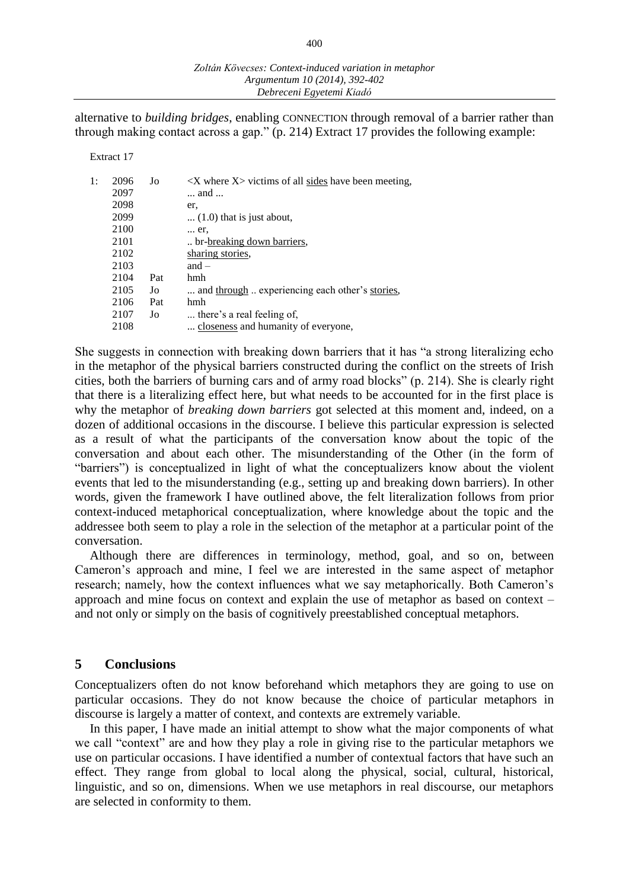alternative to *building bridges*, enabling CONNECTION through removal of a barrier rather than through making contact across a gap." (p. 214) Extract 17 provides the following example:

Extract 17

| | | | |
|---|---|---|---|
| 1: | 2096 | Jo | <X where X> victims of all <u>sides</u> have been meeting, |
| | 2097 | | ... and ... |
| | 2098 | | er, |
| | 2099 | | ... (1.0) that is just about, |
| | 2100 | | ... er, |
| | 2101 | | .. br-<u>breaking down barriers</u>, |
| | 2102 | | <u>sharing stories</u>, |
| | 2103 | | and – |
| | 2104 | Pat | hmh |
| | 2105 | Jo | ... and <u>through</u> .. experiencing each other's <u>stories</u>, |
| | 2106 | Pat | hmh |
| | 2107 | Jo | ... there's a real feeling of, |
| | 2108 | | ... <u>closeness</u> and humanity of everyone, |

She suggests in connection with breaking down barriers that it has "a strong literalizing echo in the metaphor of the physical barriers constructed during the conflict on the streets of Irish cities, both the barriers of burning cars and of army road blocks" (p. 214). She is clearly right that there is a literalizing effect here, but what needs to be accounted for in the first place is why the metaphor of *breaking down barriers* got selected at this moment and, indeed, on a dozen of additional occasions in the discourse. I believe this particular expression is selected as a result of what the participants of the conversation know about the topic of the conversation and about each other. The misunderstanding of the Other (in the form of "barriers") is conceptualized in light of what the conceptualizers know about the violent events that led to the misunderstanding (e.g., setting up and breaking down barriers). In other words, given the framework I have outlined above, the felt literalization follows from prior context-induced metaphorical conceptualization, where knowledge about the topic and the addressee both seem to play a role in the selection of the metaphor at a particular point of the conversation.

Although there are differences in terminology, method, goal, and so on, between Cameron's approach and mine, I feel we are interested in the same aspect of metaphor research; namely, how the context influences what we say metaphorically. Both Cameron's approach and mine focus on context and explain the use of metaphor as based on context – and not only or simply on the basis of cognitively preestablished conceptual metaphors.

## 5 Conclusions

Conceptualizers often do not know beforehand which metaphors they are going to use on particular occasions. They do not know because the choice of particular metaphors in discourse is largely a matter of context, and contexts are extremely variable.

In this paper, I have made an initial attempt to show what the major components of what we call "context" are and how they play a role in giving rise to the particular metaphors we use on particular occasions. I have identified a number of contextual factors that have such an effect. They range from global to local along the physical, social, cultural, historical, linguistic, and so on, dimensions. When we use metaphors in real discourse, our metaphors are selected in conformity to them.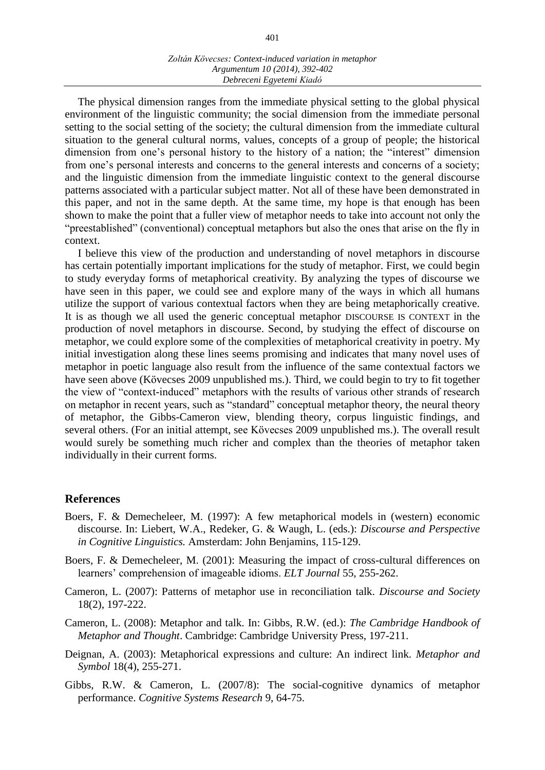The physical dimension ranges from the immediate physical setting to the global physical environment of the linguistic community; the social dimension from the immediate personal setting to the social setting of the society; the cultural dimension from the immediate cultural situation to the general cultural norms, values, concepts of a group of people; the historical dimension from one's personal history to the history of a nation; the "interest" dimension from one's personal interests and concerns to the general interests and concerns of a society; and the linguistic dimension from the immediate linguistic context to the general discourse patterns associated with a particular subject matter. Not all of these have been demonstrated in this paper, and not in the same depth. At the same time, my hope is that enough has been shown to make the point that a fuller view of metaphor needs to take into account not only the "preestablished" (conventional) conceptual metaphors but also the ones that arise on the fly in context.

I believe this view of the production and understanding of novel metaphors in discourse has certain potentially important implications for the study of metaphor. First, we could begin to study everyday forms of metaphorical creativity. By analyzing the types of discourse we have seen in this paper, we could see and explore many of the ways in which all humans utilize the support of various contextual factors when they are being metaphorically creative. It is as though we all used the generic conceptual metaphor DISCOURSE IS CONTEXT in the production of novel metaphors in discourse. Second, by studying the effect of discourse on metaphor, we could explore some of the complexities of metaphorical creativity in poetry. My initial investigation along these lines seems promising and indicates that many novel uses of metaphor in poetic language also result from the influence of the same contextual factors we have seen above (Kövecses 2009 unpublished ms.). Third, we could begin to try to fit together the view of "context-induced" metaphors with the results of various other strands of research on metaphor in recent years, such as "standard" conceptual metaphor theory, the neural theory of metaphor, the Gibbs-Cameron view, blending theory, corpus linguistic findings, and several others. (For an initial attempt, see Kövecses 2009 unpublished ms.). The overall result would surely be something much richer and complex than the theories of metaphor taken individually in their current forms.

## References

Boers, F. & Demecheleer, M. (1997): A few metaphorical models in (western) economic discourse. In: Liebert, W.A., Redeker, G. & Waugh, L. (eds.): *Discourse and Perspective in Cognitive Linguistics.* Amsterdam: John Benjamins, 115-129.

Boers, F. & Demecheleer, M. (2001): Measuring the impact of cross-cultural differences on learners' comprehension of imageable idioms. *ELT Journal* 55, 255-262.

Cameron, L. (2007): Patterns of metaphor use in reconciliation talk. *Discourse and Society* 18(2), 197-222.

Cameron, L. (2008): Metaphor and talk. In: Gibbs, R.W. (ed.): *The Cambridge Handbook of Metaphor and Thought*. Cambridge: Cambridge University Press, 197-211.

Deignan, A. (2003): Metaphorical expressions and culture: An indirect link. *Metaphor and Symbol* 18(4), 255-271.

Gibbs, R.W. & Cameron, L. (2007/8): The social-cognitive dynamics of metaphor performance. *Cognitive Systems Research* 9, 64-75.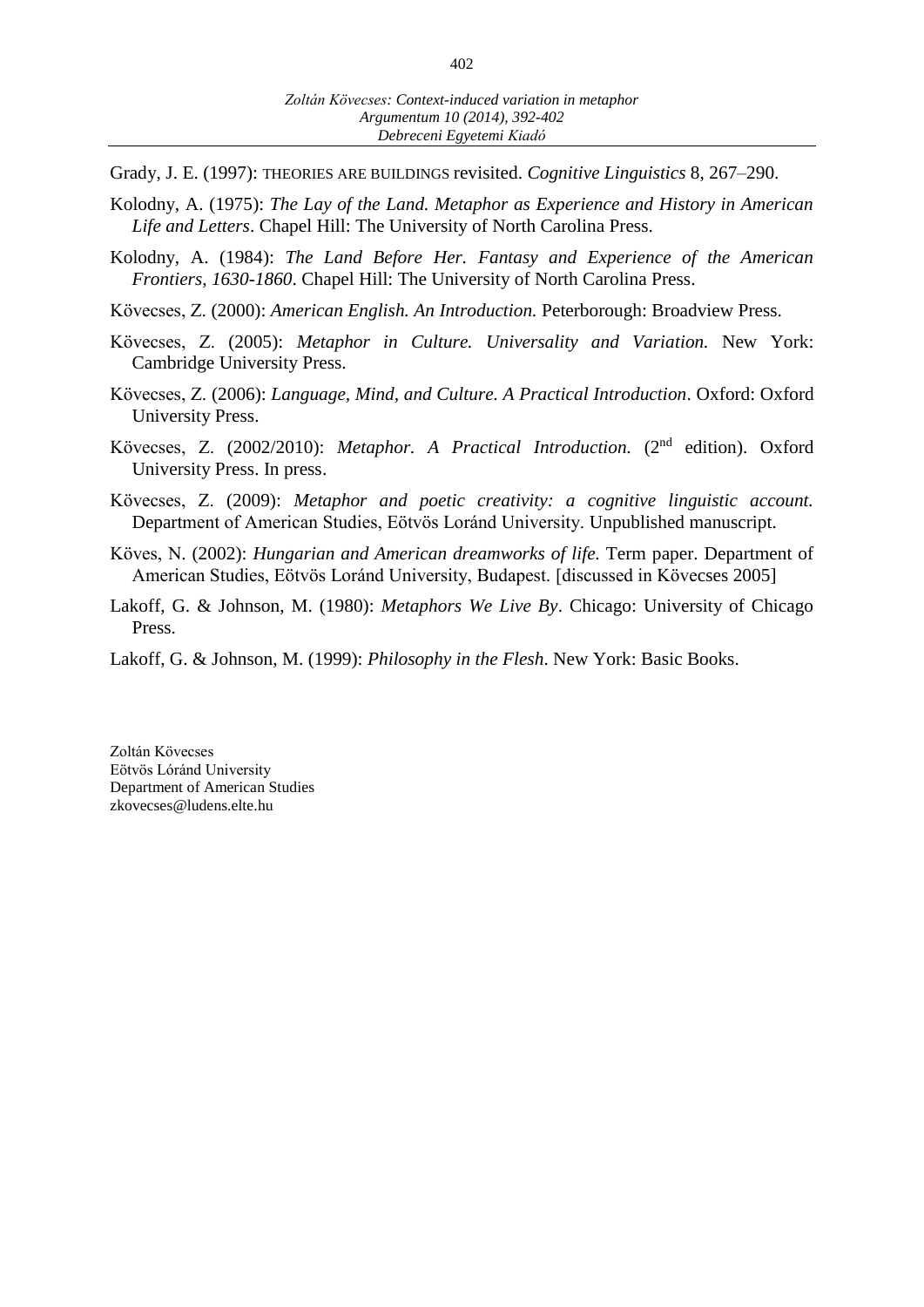Grady, J. E. (1997): THEORIES ARE BUILDINGS revisited. *Cognitive Linguistics* 8, 267–290.

Kolodny, A. (1975): *The Lay of the Land. Metaphor as Experience and History in American Life and Letters*. Chapel Hill: The University of North Carolina Press.

Kolodny, A. (1984): *The Land Before Her. Fantasy and Experience of the American Frontiers, 1630-1860*. Chapel Hill: The University of North Carolina Press.

Kövecses, Z. (2000): *American English. An Introduction.* Peterborough: Broadview Press.

Kövecses, Z. (2005): *Metaphor in Culture. Universality and Variation.* New York: Cambridge University Press.

Kövecses, Z. (2006): *Language, Mind, and Culture. A Practical Introduction*. Oxford: Oxford University Press.

Kövecses, Z. (2002/2010): *Metaphor. A Practical Introduction.* (2nd edition). Oxford University Press. In press.

Kövecses, Z. (2009): *Metaphor and poetic creativity: a cognitive linguistic account.* Department of American Studies, Eötvös Loránd University. Unpublished manuscript.

Köves, N. (2002): *Hungarian and American dreamworks of life.* Term paper. Department of American Studies, Eötvös Loránd University, Budapest. [discussed in Kövecses 2005]

Lakoff, G. & Johnson, M. (1980): *Metaphors We Live By*. Chicago: University of Chicago Press.

Lakoff, G. & Johnson, M. (1999): *Philosophy in the Flesh*. New York: Basic Books.

Zoltán Kövecses
Eötvös Lóránd University
Department of American Studies
zkovecses@ludens.elte.hu